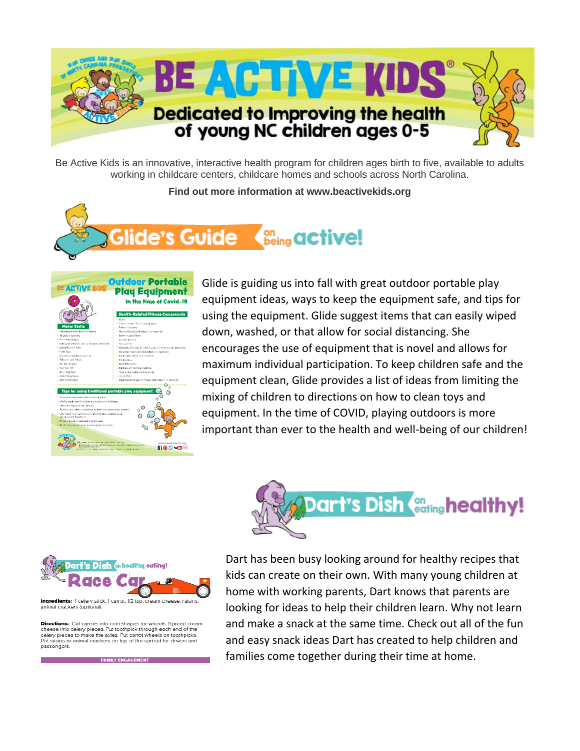# BE ACTIVE KIDS®

## Dedicated to Improving the health of young NC children ages 0-5

Be Active Kids is an innovative, interactive health program for children ages birth to five, available to adults working in childcare centers, childcare homes and schools across North Carolina.

**Find out more information at www.beactivekids.org**

## Glide's Guide on being active!

Glide is guiding us into fall with great outdoor portable play equipment ideas, ways to keep the equipment safe, and tips for using the equipment. Glide suggest items that can easily wiped down, washed, or that allow for social distancing. She encourages the use of equipment that is novel and allows for maximum individual participation. To keep children safe and the equipment clean, Glide provides a list of ideas from limiting the mixing of children to directions on how to clean toys and equipment. In the time of COVID, playing outdoors is more important than ever to the health and well-being of our children!

## Dart's Dish on eating healthy!

### Race Car

**Ingredients:** 1 celery stick, 1 carrot, 1/2 tsp. cream cheese, raisins, animal crackers (optional)

**Directions:** Cut carrots into coin shapes for wheels. Spread cream cheese into celery pieces. Put toothpick through each end of the celery pieces to make the axles. Put carrot wheels on toothpicks. Put raisins or animal crackers on top of the spread for drivers and passengers.

FAMILY ENGAGEMENT

Dart has been busy looking around for healthy recipes that kids can create on their own. With many young children at home with working parents, Dart knows that parents are looking for ideas to help their children learn. Why not learn and make a snack at the same time. Check out all of the fun and easy snack ideas Dart has created to help children and families come together during their time at home.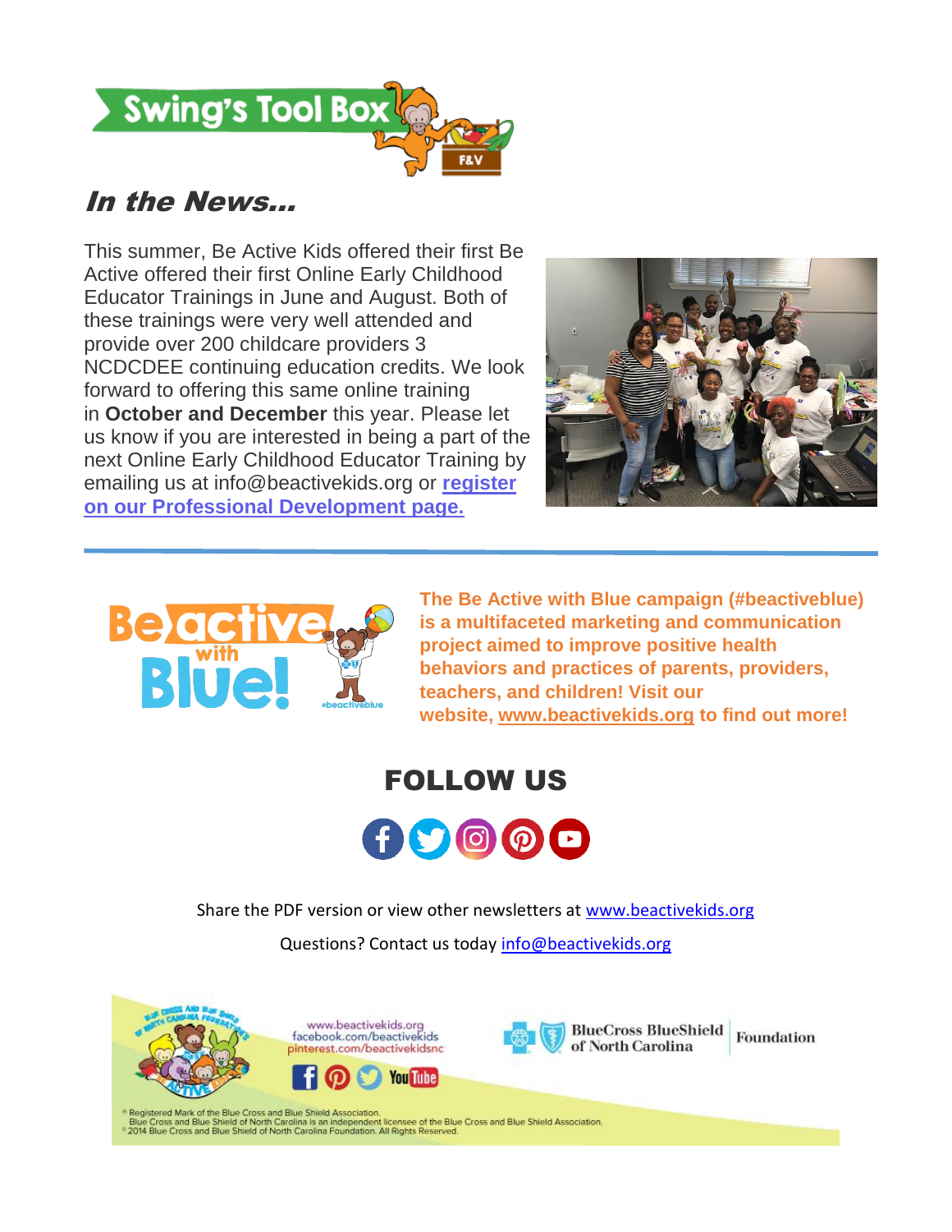Swing's Tool Box

## *In the News...*

This summer, Be Active Kids offered their first Be Active offered their first Online Early Childhood Educator Trainings in June and August. Both of these trainings were very well attended and provide over 200 childcare providers 3 NCDCDEE continuing education credits. We look forward to offering this same online training in **October and December** this year. Please let us know if you are interested in being a part of the next Online Early Childhood Educator Training by emailing us at info@beactivekids.org or **register on our Professional Development page.**

---

**The Be Active with Blue campaign (#beactiveblue) is a multifaceted marketing and communication project aimed to improve positive health behaviors and practices of parents, providers, teachers, and children! Visit our website, www.beactivekids.org to find out more!**

## FOLLOW US

Share the PDF version or view other newsletters at www.beactivekids.org

Questions? Contact us today info@beactivekids.org

www.beactivekids.org
facebook.com/beactivekids
pinterest.com/beactivekidsnc

BlueCross BlueShield of North Carolina Foundation

® Registered Mark of the Blue Cross and Blue Shield Association.
Blue Cross and Blue Shield of North Carolina is an independent licensee of the Blue Cross and Blue Shield Association.
© 2014 Blue Cross and Blue Shield of North Carolina Foundation. All Rights Reserved.